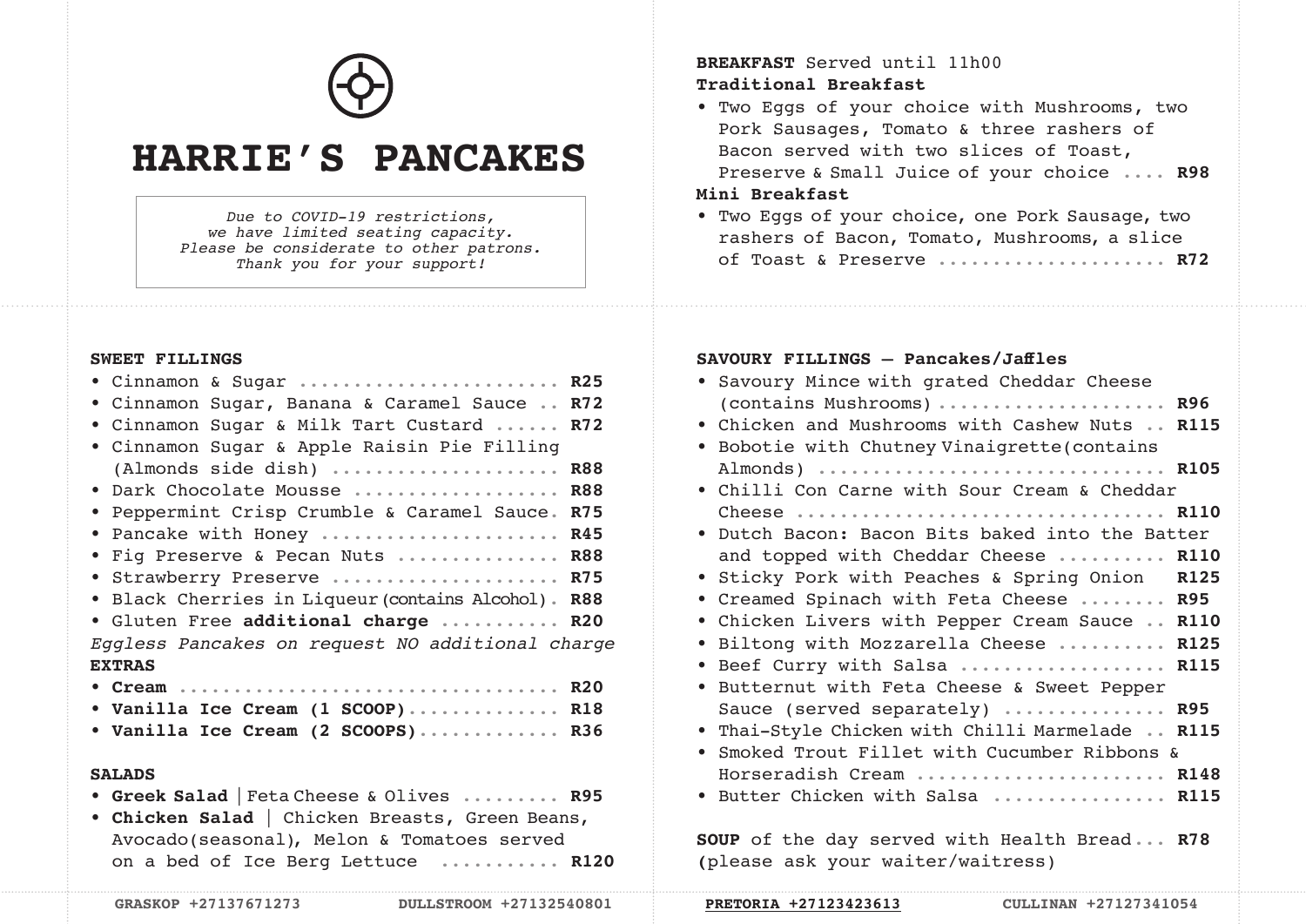# HARRIE'S PANCAKES

*Due to COVID-19 restrictions,
we have limited seating capacity.
Please be considerate to other patrons.
Thank you for your support!*

**BREAKFAST** Served until 11h00

**Traditional Breakfast**

- Two Eggs of your choice with Mushrooms, two Pork Sausages, Tomato & three rashers of Bacon served with two slices of Toast, Preserve & Small Juice of your choice .... **R98**

**Mini Breakfast**

- Two Eggs of your choice, one Pork Sausage, two rashers of Bacon, Tomato, Mushrooms, a slice of Toast & Preserve .................... **R72**

**SWEET FILLINGS**

- Cinnamon & Sugar ........................ **R25**
- Cinnamon Sugar, Banana & Caramel Sauce .. **R72**
- Cinnamon Sugar & Milk Tart Custard ...... **R72**
- Cinnamon Sugar & Apple Raisin Pie Filling (Almonds side dish) ..................... **R88**
- Dark Chocolate Mousse ................... **R88**
- Peppermint Crisp Crumble & Caramel Sauce. **R75**
- Pancake with Honey ...................... **R45**
- Fig Preserve & Pecan Nuts ............... **R88**
- Strawberry Preserve ..................... **R75**
- Black Cherries in Liqueur (contains Alcohol). **R88**
- Gluten Free **additional charge** ........... **R20**

*Eggless Pancakes on request NO additional charge*

**EXTRAS**

- **Cream** .................................. **R20**
- **Vanilla Ice Cream (1 SCOOP)**.............. **R18**
- **Vanilla Ice Cream (2 SCOOPS)**............. **R36**

**SALADS**

- **Greek Salad** | Feta Cheese & Olives ......... **R95**
- **Chicken Salad** | Chicken Breasts, Green Beans, Avocado(seasonal), Melon & Tomatoes served on a bed of Ice Berg Lettuce ........... **R120**

**SAVOURY FILLINGS – Pancakes/Jaffles**

- Savoury Mince with grated Cheddar Cheese (contains Mushrooms) ..................... **R96**
- Chicken and Mushrooms with Cashew Nuts .. **R115**
- Bobotie with Chutney Vinaigrette (contains Almonds) ................................ **R105**
- Chilli Con Carne with Sour Cream & Cheddar Cheese .................................. **R110**
- Dutch Bacon: Bacon Bits baked into the Batter and topped with Cheddar Cheese .......... **R110**
- Sticky Pork with Peaches & Spring Onion **R125**
- Creamed Spinach with Feta Cheese ........ **R95**
- Chicken Livers with Pepper Cream Sauce .. **R110**
- Biltong with Mozzarella Cheese .......... **R125**
- Beef Curry with Salsa ................... **R115**
- Butternut with Feta Cheese & Sweet Pepper Sauce (served separately) ............... **R95**
- Thai-Style Chicken with Chilli Marmelade .. **R115**
- Smoked Trout Fillet with Cucumber Ribbons & Horseradish Cream ....................... **R148**
- Butter Chicken with Salsa ................ **R115**

**SOUP** of the day served with Health Bread... **R78**
(please ask your waiter/waitress)

**GRASKOP +27137671273** **DULLSTROOM +27132540801** **PRETORIA +27123423613** **CULLINAN +27127341054**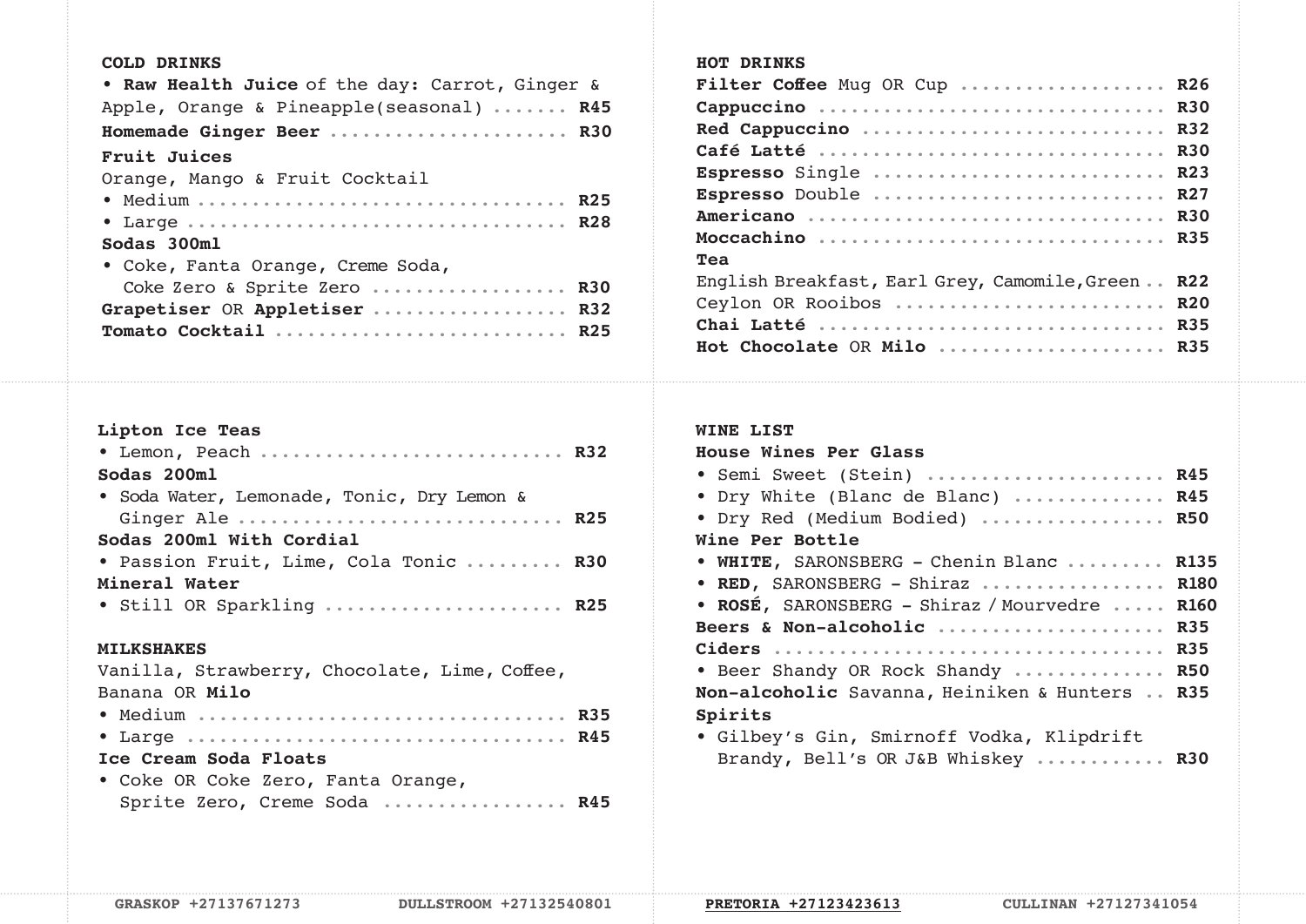## COLD DRINKS

- **Raw Health Juice** of the day: Carrot, Ginger & Apple, Orange & Pineapple(seasonal) ....... **R45**

**Homemade Ginger Beer** ...................... **R30**

**Fruit Juices**
Orange, Mango & Fruit Cocktail
- Medium .................................. **R25**
- Large ................................... **R28**

**Sodas 300ml**
- Coke, Fanta Orange, Creme Soda, Coke Zero & Sprite Zero .................. **R30**

**Grapetiser** OR **Appletiser** .................. **R32**

**Tomato Cocktail** ........................... **R25**

**Lipton Ice Teas**
- Lemon, Peach ............................ **R32**

**Sodas 200ml**
- Soda Water, Lemonade, Tonic, Dry Lemon & Ginger Ale ............................. **R25**

**Sodas 200ml With Cordial**
- Passion Fruit, Lime, Cola Tonic ......... **R30**

**Mineral Water**
- Still OR Sparkling ...................... **R25**

## MILKSHAKES

Vanilla, Strawberry, Chocolate, Lime, Coffee, Banana OR **Milo**
- Medium .................................. **R35**
- Large ................................... **R45**

**Ice Cream Soda Floats**
- Coke OR Coke Zero, Fanta Orange, Sprite Zero, Creme Soda ................. **R45**

## HOT DRINKS

**Filter Coffee** Mug OR Cup ................... **R26**
**Cappuccino** ................................ **R30**
**Red Cappuccino** ............................ **R32**
**Café Latté** ................................ **R30**
**Espresso** Single ........................... **R23**
**Espresso** Double ........................... **R27**
**Americano** ................................. **R30**
**Moccachino** ................................ **R35**

**Tea**
English Breakfast, Earl Grey, Camomile, Green .. **R22**
Ceylon OR Rooibos ......................... **R20**
**Chai Latté** ................................ **R35**
**Hot Chocolate** OR **Milo** ..................... **R35**

## WINE LIST

**House Wines Per Glass**
- Semi Sweet (Stein) ...................... **R45**
- Dry White (Blanc de Blanc) .............. **R45**
- Dry Red (Medium Bodied) ................. **R50**

**Wine Per Bottle**
- **WHITE**, SARONSBERG - Chenin Blanc ......... **R135**
- **RED**, SARONSBERG - Shiraz ................ **R180**
- **ROSÉ**, SARONSBERG - Shiraz / Mourvedre ..... **R160**

**Beers & Non-alcoholic** ..................... **R35**

**Ciders** .................................... **R35**
- Beer Shandy OR Rock Shandy .............. **R50**

**Non-alcoholic** Savanna, Heiniken & Hunters .. **R35**

**Spirits**
- Gilbey's Gin, Smirnoff Vodka, Klipdrift Brandy, Bell's OR J&B Whiskey ............ **R30**

GRASKOP +27137671273 DULLSTROOM +27132540801 PRETORIA +27123423613 CULLINAN +27127341054